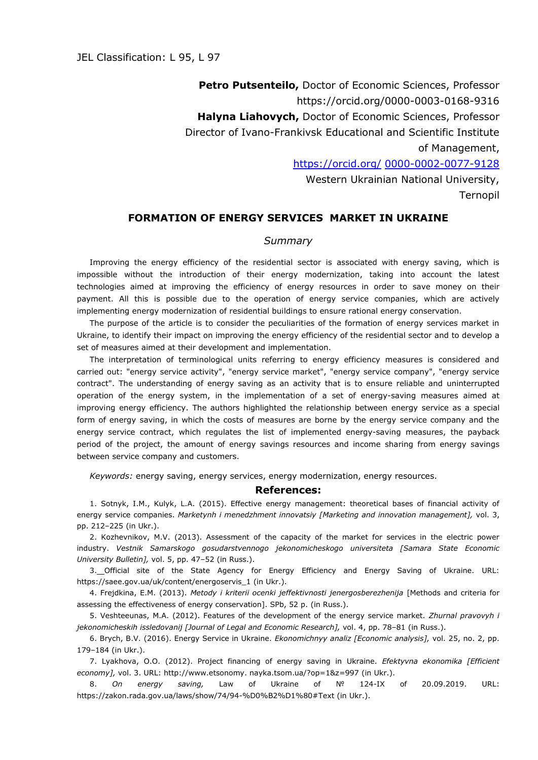JEL Classification: L 95, L 97

**Petro Putsenteilo,** Doctor of Economic Sciences, Professor
https://orcid.org/0000-0003-0168-9316
**Halyna Liahovych,** Doctor of Economic Sciences, Professor
Director of Ivano-Frankivsk Educational and Scientific Institute of Management,
https://orcid.org/ 0000-0002-0077-9128
Western Ukrainian National University,
Ternopil

## FORMATION OF ENERGY SERVICES MARKET IN UKRAINE

### *Summary*

Improving the energy efficiency of the residential sector is associated with energy saving, which is impossible without the introduction of their energy modernization, taking into account the latest technologies aimed at improving the efficiency of energy resources in order to save money on their payment. All this is possible due to the operation of energy service companies, which are actively implementing energy modernization of residential buildings to ensure rational energy conservation.

The purpose of the article is to consider the peculiarities of the formation of energy services market in Ukraine, to identify their impact on improving the energy efficiency of the residential sector and to develop a set of measures aimed at their development and implementation.

The interpretation of terminological units referring to energy efficiency measures is considered and carried out: "energy service activity", "energy service market", "energy service company", "energy service contract". The understanding of energy saving as an activity that is to ensure reliable and uninterrupted operation of the energy system, in the implementation of a set of energy-saving measures aimed at improving energy efficiency. The authors highlighted the relationship between energy service as a special form of energy saving, in which the costs of measures are borne by the energy service company and the energy service contract, which regulates the list of implemented energy-saving measures, the payback period of the project, the amount of energy savings resources and income sharing from energy savings between service company and customers.

*Keywords:* energy saving, energy services, energy modernization, energy resources.

### References:

1. Sotnyk, I.M., Kulyk, L.A. (2015). Effective energy management: theoretical bases of financial activity of energy service companies. *Marketynh i menedzhment innovatsiy [Marketing and innovation management],* vol. 3, pp. 212–225 (in Ukr.).

2. Kozhevnikov, M.V. (2013). Assessment of the capacity of the market for services in the electric power industry. *Vestnik Samarskogo gosudarstvennogo jekonomicheskogo universiteta [Samara State Economic University Bulletin],* vol. 5, pp. 47–52 (in Russ.).

3. Official site of the State Agency for Energy Efficiency and Energy Saving of Ukraine. URL: https://saee.gov.ua/uk/content/energoservis_1 (in Ukr.).

4. Frejdkina, E.M. (2013). *Metody i kriterii ocenki jeffektivnosti jenergosberezhenija* [Methods and criteria for assessing the effectiveness of energy conservation]. SPb, 52 p. (in Russ.).

5. Veshteeunas, M.A. (2012). Features of the development of the energy service market. *Zhurnal pravovyh i jekonomicheskih issledovanij [Journal of Legal and Economic Research],* vol. 4, pp. 78–81 (in Russ.).

6. Brych, B.V. (2016). Energy Service in Ukraine. *Ekonomichnyy analiz [Economic analysis],* vol. 25, no. 2, pp. 179–184 (in Ukr.).

7. Lyakhova, O.O. (2012). Project financing of energy saving in Ukraine. *Efektyvna ekonomika [Efficient economy],* vol. 3. URL: http://www.etsonomy. nayka.tsom.ua/?op=1&z=997 (in Ukr.).

8. *On energy saving,* Law of Ukraine of № 124-IX of 20.09.2019. URL: https://zakon.rada.gov.ua/laws/show/74/94-%D0%B2%D1%80#Text (in Ukr.).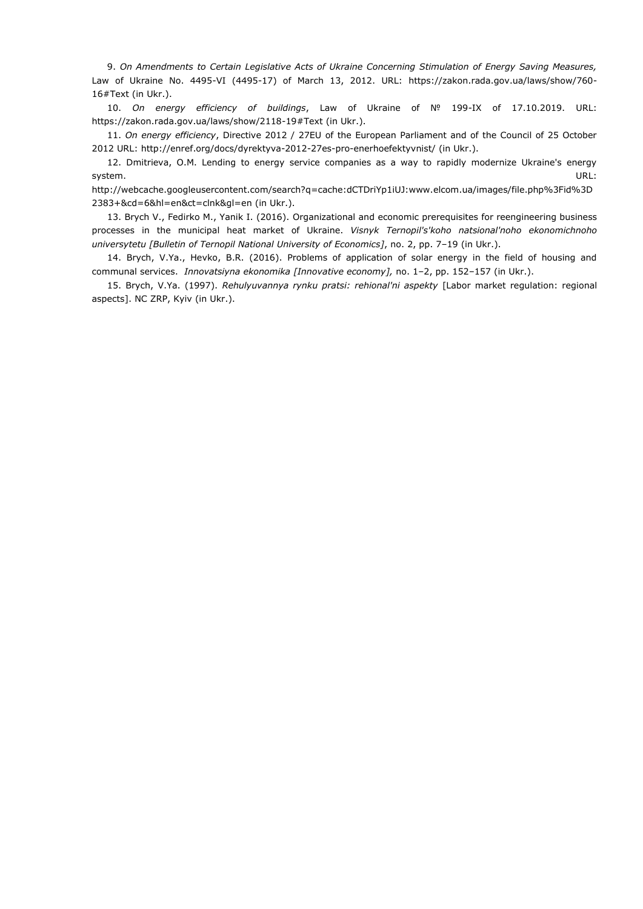9. *On Amendments to Certain Legislative Acts of Ukraine Concerning Stimulation of Energy Saving Measures,* Law of Ukraine No. 4495-VI (4495-17) of March 13, 2012. URL: https://zakon.rada.gov.ua/laws/show/760-16#Text (in Ukr.).

10. *On energy efficiency of buildings*, Law of Ukraine of № 199-IX of 17.10.2019. URL: https://zakon.rada.gov.ua/laws/show/2118-19#Text (in Ukr.).

11. *On energy efficiency*, Directive 2012 / 27EU of the European Parliament and of the Council of 25 October 2012 URL: http://enref.org/docs/dyrektyva-2012-27es-pro-enerhoefektyvnist/ (in Ukr.).

12. Dmitrieva, O.M. Lending to energy service companies as a way to rapidly modernize Ukraine's energy system. URL: http://webcache.googleusercontent.com/search?q=cache:dCTDriYp1iUJ:www.elcom.ua/images/file.php%3Fid%3D2383+&cd=6&hl=en&ct=clnk&gl=en (in Ukr.).

13. Brych V., Fedirko M., Yanik I. (2016). Organizational and economic prerequisites for reengineering business processes in the municipal heat market of Ukraine. *Visnyk Ternopil's'koho natsional'noho ekonomichnoho universytetu [Bulletin of Ternopil National University of Economics]*, no. 2, pp. 7–19 (in Ukr.).

14. Brych, V.Ya., Hevko, B.R. (2016). Problems of application of solar energy in the field of housing and communal services. *Innovatsiyna ekonomika [Innovative economy],* no. 1–2, pp. 152–157 (in Ukr.).

15. Brych, V.Ya. (1997). *Rehulyuvannya rynku pratsi: rehional'ni aspekty* [Labor market regulation: regional aspects]. NC ZRP, Kyiv (in Ukr.).